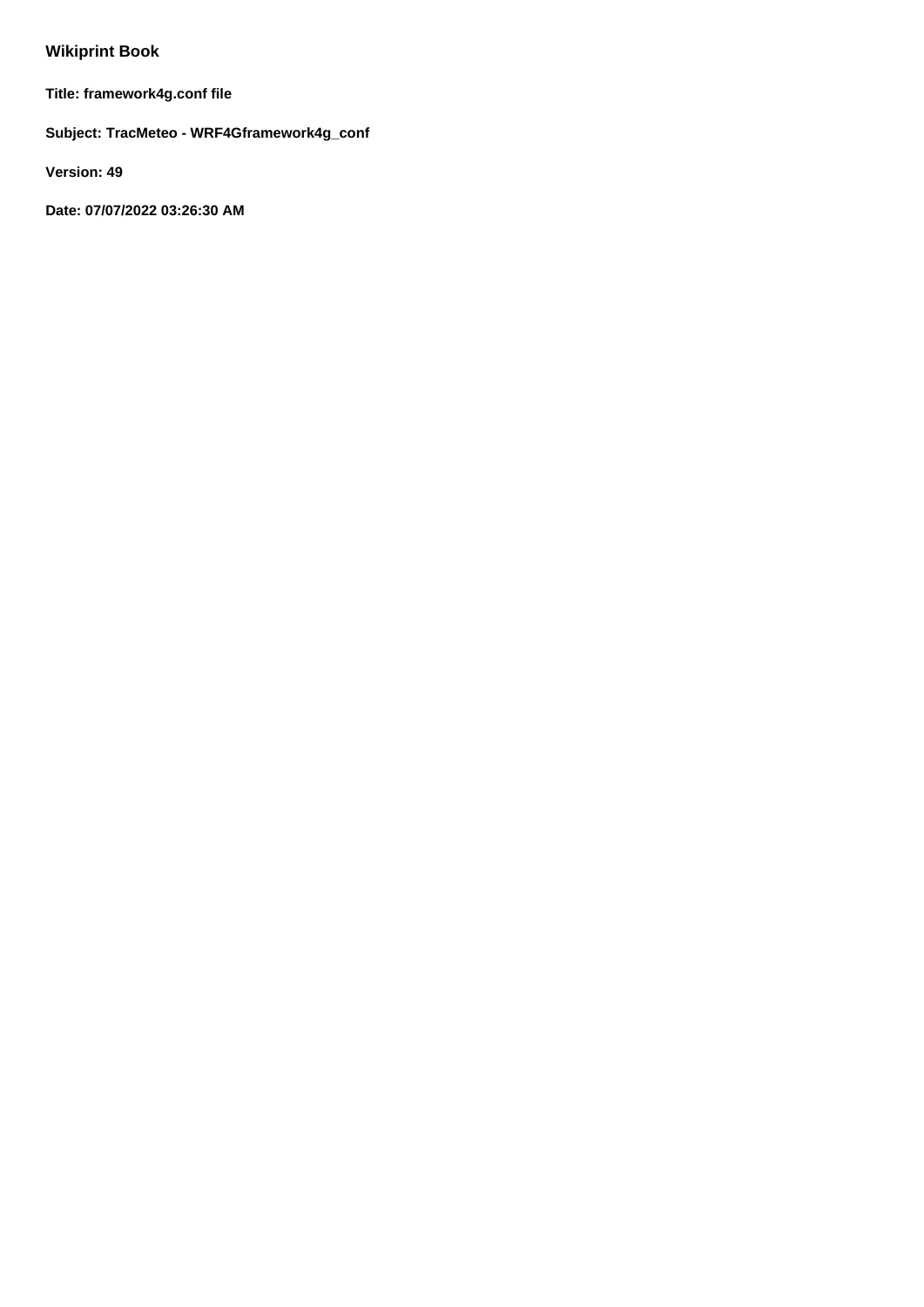## Wikiprint Book

**Title: framework4g.conf file**

**Subject: TracMeteo - WRF4Gframework4g_conf**

**Version: 49**

**Date: 07/07/2022 03:26:30 AM**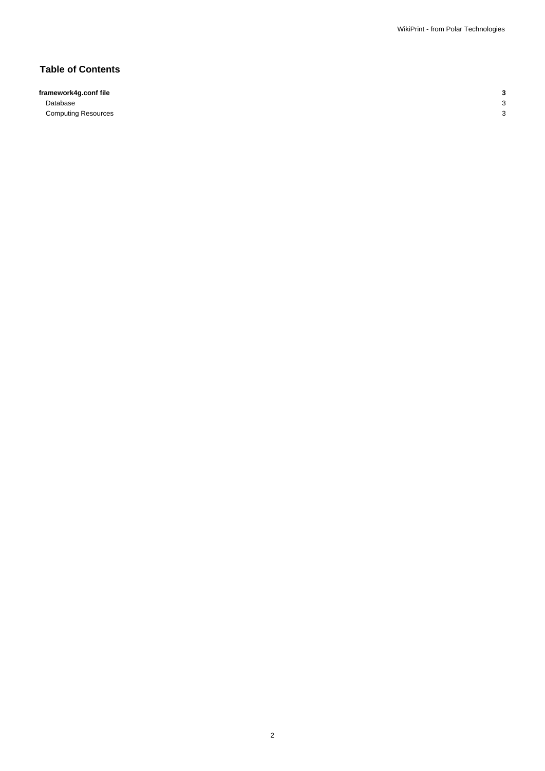## Table of Contents

**framework4g.conf file** **3**

Database 3

Computing Resources 3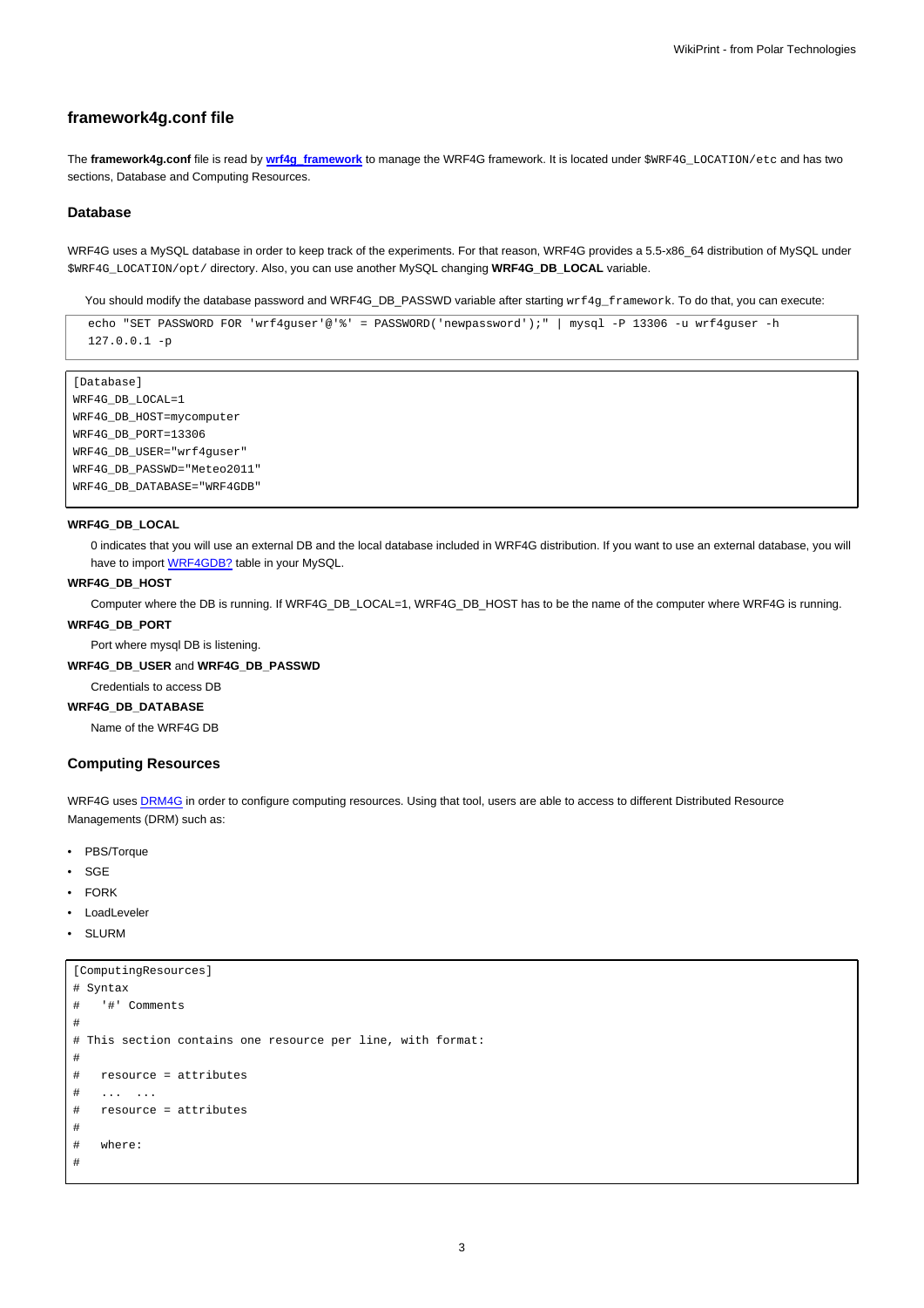## framework4g.conf file

The **framework4g.conf** file is read by **wrf4g_framework** to manage the WRF4G framework. It is located under `$WRF4G_LOCATION/etc` and has two sections, Database and Computing Resources.

### Database

WRF4G uses a MySQL database in order to keep track of the experiments. For that reason, WRF4G provides a 5.5-x86_64 distribution of MySQL under `$WRF4G_LOCATION/opt/` directory. Also, you can use another MySQL changing **WRF4G_DB_LOCAL** variable.

You should modify the database password and WRF4G_DB_PASSWD variable after starting `wrf4g_framework`. To do that, you can execute:

```
echo "SET PASSWORD FOR 'wrf4guser'@'%' = PASSWORD('newpassword');" | mysql -P 13306 -u wrf4guser -h
127.0.0.1 -p
```

```
[Database]
WRF4G_DB_LOCAL=1
WRF4G_DB_HOST=mycomputer
WRF4G_DB_PORT=13306
WRF4G_DB_USER="wrf4guser"
WRF4G_DB_PASSWD="Meteo2011"
WRF4G_DB_DATABASE="WRF4GDB"
```

**WRF4G_DB_LOCAL**
: 0 indicates that you will use an external DB and the local database included in WRF4G distribution. If you want to use an external database, you will have to import WRF4GDB? table in your MySQL.

**WRF4G_DB_HOST**
: Computer where the DB is running. If WRF4G_DB_LOCAL=1, WRF4G_DB_HOST has to be the name of the computer where WRF4G is running.

**WRF4G_DB_PORT**
: Port where mysql DB is listening.

**WRF4G_DB_USER** and **WRF4G_DB_PASSWD**
: Credentials to access DB

**WRF4G_DB_DATABASE**
: Name of the WRF4G DB

### Computing Resources

WRF4G uses DRM4G in order to configure computing resources. Using that tool, users are able to access to different Distributed Resource Managements (DRM) such as:

- PBS/Torque
- SGE
- FORK
- LoadLeveler
- SLURM

```
[ComputingResources]
# Syntax
#   '#' Comments
#
# This section contains one resource per line, with format:
#
#   resource = attributes
#   ...  ...
#   resource = attributes
#
#   where:
#
```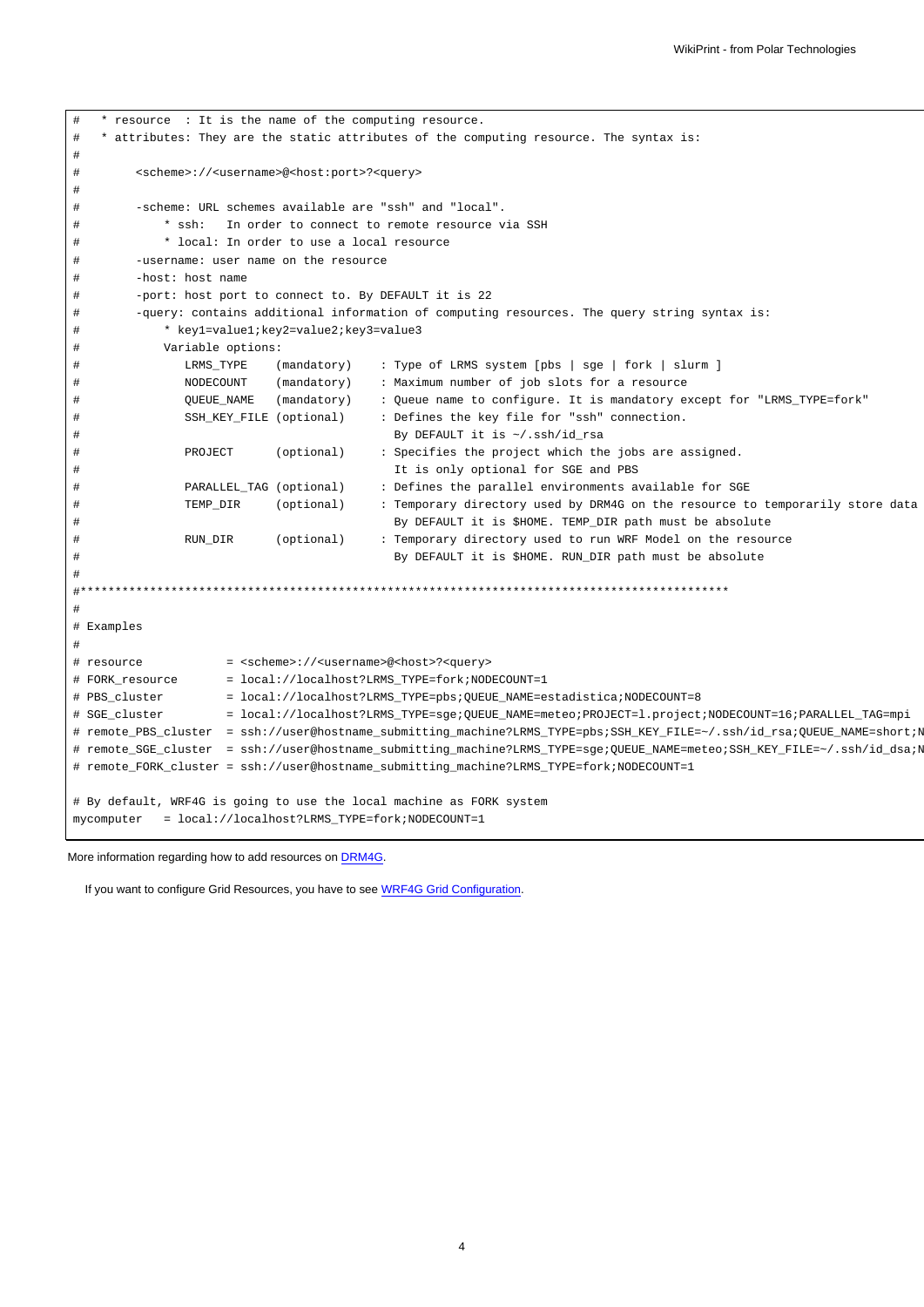```
#   * resource  : It is the name of the computing resource.
#   * attributes: They are the static attributes of the computing resource. The syntax is:
#
#        <scheme>://<username>@<host:port>?<query>
#
#        -scheme: URL schemes available are "ssh" and "local".
#            * ssh:   In order to connect to remote resource via SSH
#            * local: In order to use a local resource
#        -username: user name on the resource
#        -host: host name
#        -port: host port to connect to. By DEFAULT it is 22
#        -query: contains additional information of computing resources. The query string syntax is:
#            * key1=value1;key2=value2;key3=value3
#            Variable options:
#               LRMS_TYPE    (mandatory)    : Type of LRMS system [pbs | sge | fork | slurm ]
#               NODECOUNT    (mandatory)    : Maximum number of job slots for a resource
#               QUEUE_NAME   (mandatory)    : Queue name to configure. It is mandatory except for "LRMS_TYPE=fork"
#               SSH_KEY_FILE (optional)     : Defines the key file for "ssh" connection.
#                                             By DEFAULT it is ~/.ssh/id_rsa
#               PROJECT      (optional)     : Specifies the project which the jobs are assigned.
#                                             It is only optional for SGE and PBS
#               PARALLEL_TAG (optional)     : Defines the parallel environments available for SGE
#               TEMP_DIR     (optional)     : Temporary directory used by DRM4G on the resource to temporarily store data
#                                             By DEFAULT it is $HOME. TEMP_DIR path must be absolute
#               RUN_DIR      (optional)     : Temporary directory used to run WRF Model on the resource
#                                             By DEFAULT it is $HOME. RUN_DIR path must be absolute
#
#*******************************************************************************************
#
# Examples
#
# resource            = <scheme>://<username>@<host>?<query>
# FORK_resource       = local://localhost?LRMS_TYPE=fork;NODECOUNT=1
# PBS_cluster         = local://localhost?LRMS_TYPE=pbs;QUEUE_NAME=estadistica;NODECOUNT=8
# SGE_cluster         = local://localhost?LRMS_TYPE=sge;QUEUE_NAME=meteo;PROJECT=l.project;NODECOUNT=16;PARALLEL_TAG=mpi
# remote_PBS_cluster  = ssh://user@hostname_submitting_machine?LRMS_TYPE=pbs;SSH_KEY_FILE=~/.ssh/id_rsa;QUEUE_NAME=short;N
# remote_SGE_cluster  = ssh://user@hostname_submitting_machine?LRMS_TYPE=sge;QUEUE_NAME=meteo;SSH_KEY_FILE=~/.ssh/id_dsa;N
# remote_FORK_cluster = ssh://user@hostname_submitting_machine?LRMS_TYPE=fork;NODECOUNT=1

# By default, WRF4G is going to use the local machine as FORK system
mycomputer   = local://localhost?LRMS_TYPE=fork;NODECOUNT=1
```

More information regarding how to add resources on DRM4G.

If you want to configure Grid Resources, you have to see WRF4G Grid Configuration.